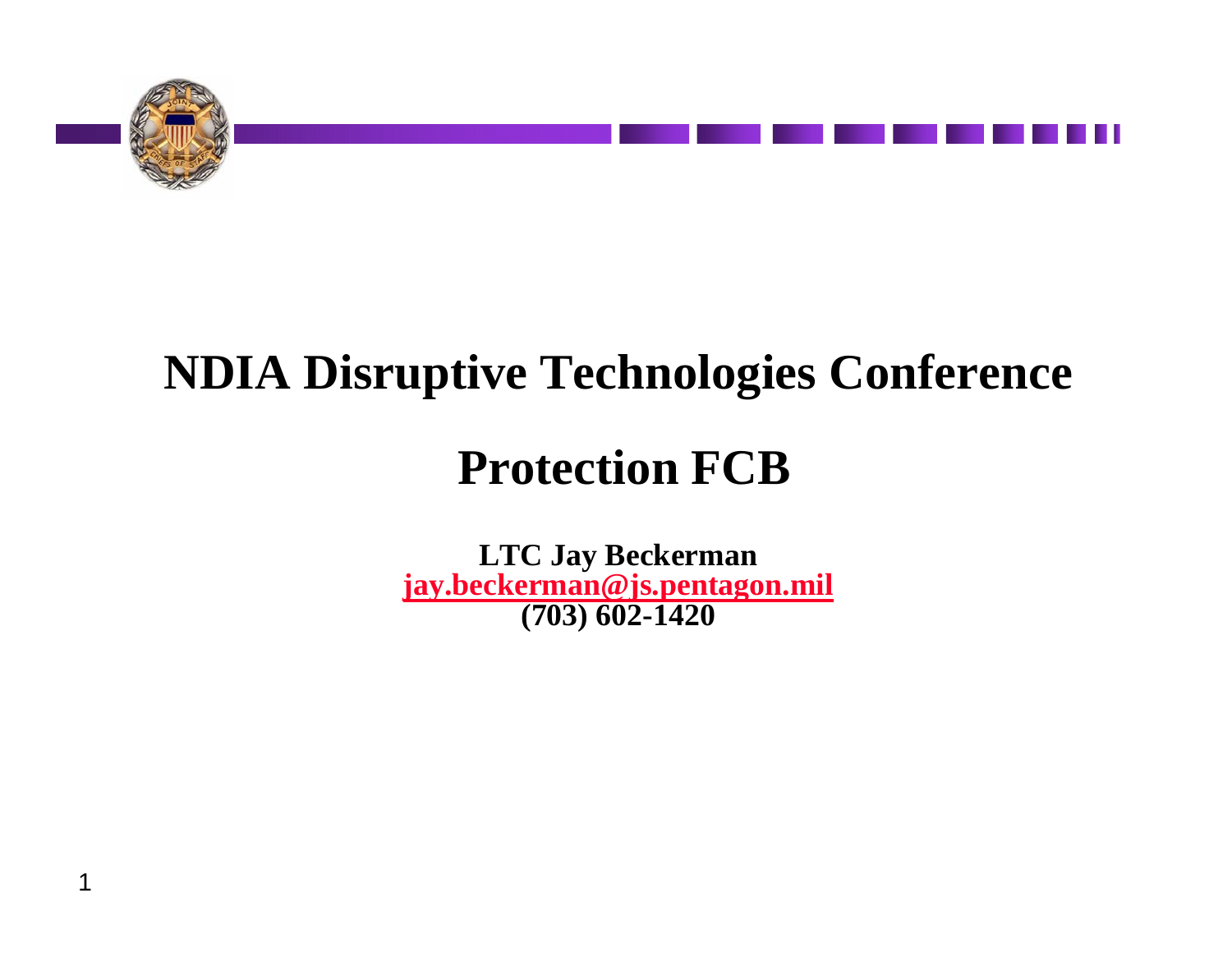# NDIA Disruptive Technologies Conference

# Protection FCB

**LTC Jay Beckerman**
**jay.beckerman@js.pentagon.mil**
**(703) 602-1420**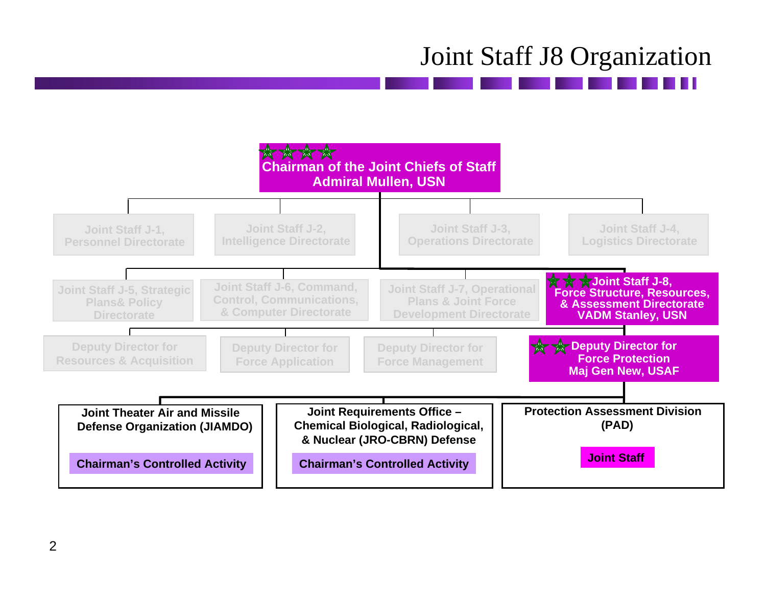# Joint Staff J8 Organization

**Chairman of the Joint Chiefs of Staff**
**Admiral Mullen, USN**

- Joint Staff J-1, Personnel Directorate
- Joint Staff J-2, Intelligence Directorate
- Joint Staff J-3, Operations Directorate
- Joint Staff J-4, Logistics Directorate
- Joint Staff J-5, Strategic Plans& Policy Directorate
- Joint Staff J-6, Command, Control, Communications, & Computer Directorate
- Joint Staff J-7, Operational Plans & Joint Force Development Directorate
- **Joint Staff J-8, Force Structure, Resources, & Assessment Directorate — VADM Stanley, USN**
  - Deputy Director for Resources & Acquisition
  - Deputy Director for Force Application
  - Deputy Director for Force Management
  - **Deputy Director for Force Protection — Maj Gen New, USAF**
    - **Joint Theater Air and Missile Defense Organization (JIAMDO)** — Chairman's Controlled Activity
    - **Joint Requirements Office – Chemical Biological, Radiological, & Nuclear (JRO-CBRN) Defense** — Chairman's Controlled Activity
    - **Protection Assessment Division (PAD)** — Joint Staff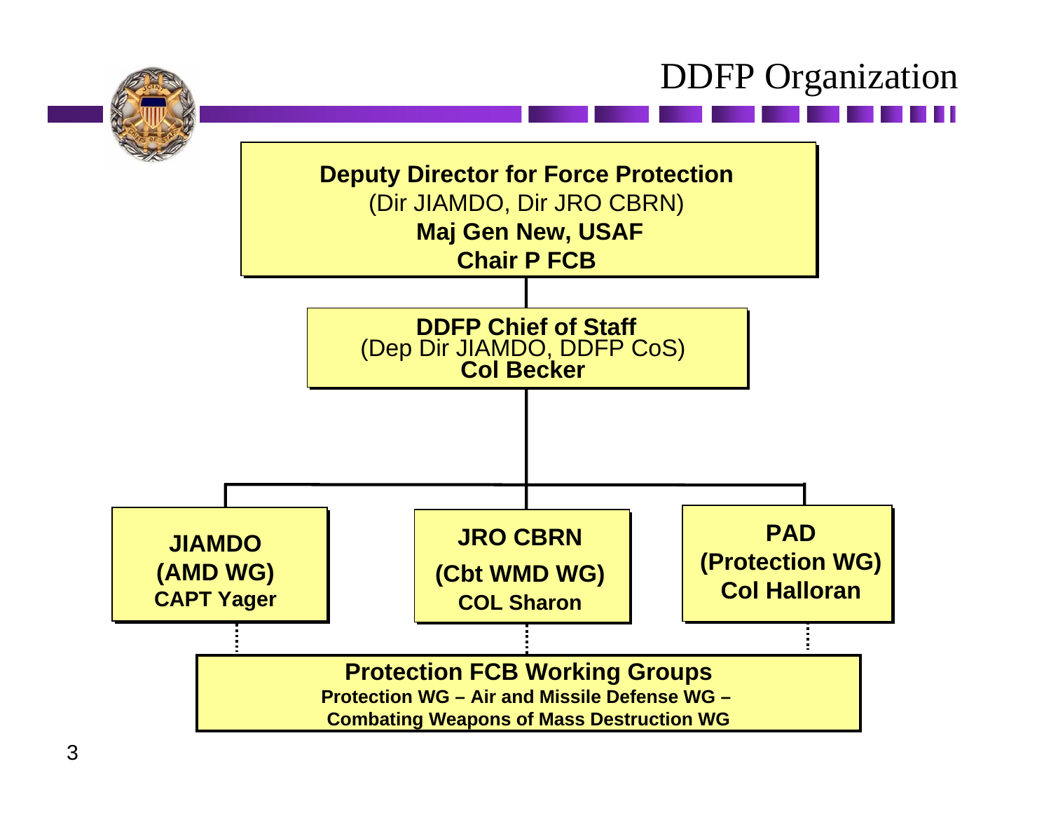# DDFP Organization

**Deputy Director for Force Protection**
(Dir JIAMDO, Dir JRO CBRN)
**Maj Gen New, USAF**
**Chair P FCB**

**DDFP Chief of Staff**
(Dep Dir JIAMDO, DDFP CoS)
**Col Becker**

**JIAMDO**
**(AMD WG)**
**CAPT Yager**

**JRO CBRN**
**(Cbt WMD WG)**
**COL Sharon**

**PAD**
**(Protection WG)**
**Col Halloran**

**Protection FCB Working Groups**
**Protection WG – Air and Missile Defense WG – Combating Weapons of Mass Destruction WG**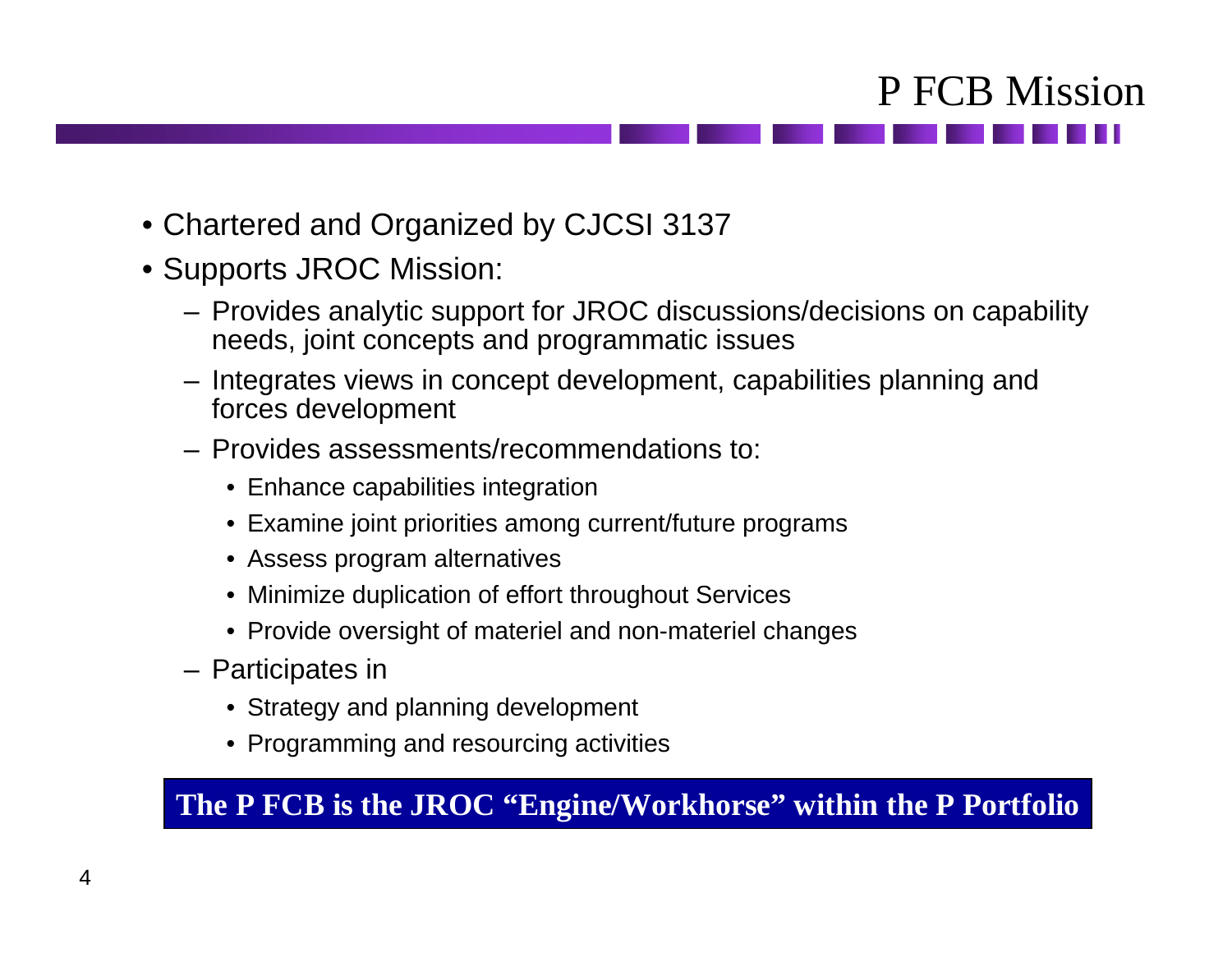# P FCB Mission

- Chartered and Organized by CJCSI 3137
- Supports JROC Mission:
  - Provides analytic support for JROC discussions/decisions on capability needs, joint concepts and programmatic issues
  - Integrates views in concept development, capabilities planning and forces development
  - Provides assessments/recommendations to:
    - Enhance capabilities integration
    - Examine joint priorities among current/future programs
    - Assess program alternatives
    - Minimize duplication of effort throughout Services
    - Provide oversight of materiel and non-materiel changes
  - Participates in
    - Strategy and planning development
    - Programming and resourcing activities

**The P FCB is the JROC "Engine/Workhorse" within the P Portfolio**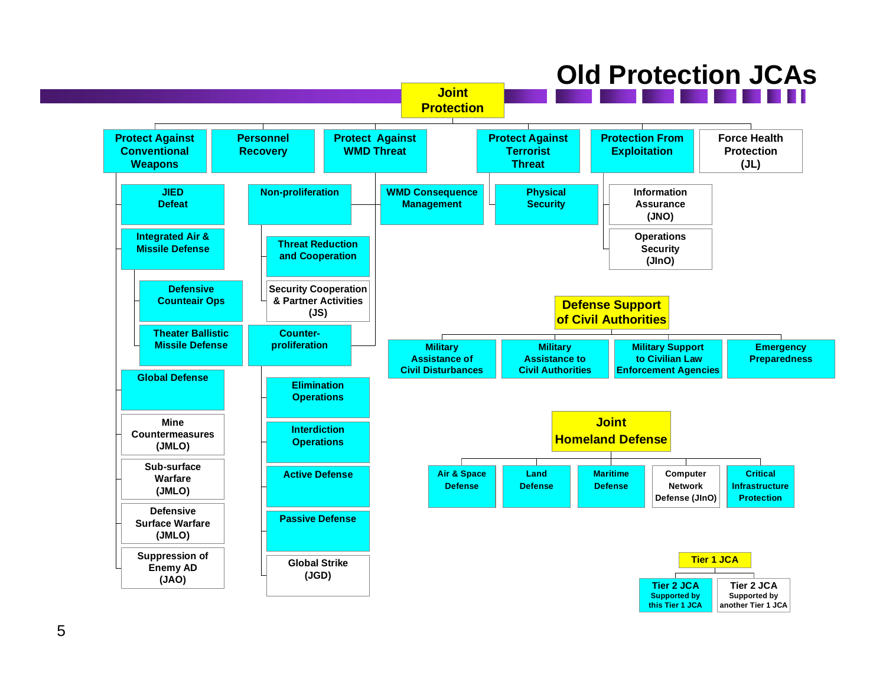# Old Protection JCAs

- **Joint Protection**
  - **Protect Against Conventional Weapons**
    - JIED Defeat
    - Integrated Air & Missile Defense
      - Defensive Counteair Ops
      - Theater Ballistic Missile Defense
    - Global Defense
    - Mine Countermeasures (JMLO)
    - Sub-surface Warfare (JMLO)
    - Defensive Surface Warfare (JMLO)
    - Suppression of Enemy AD (JAO)
  - **Personnel Recovery**
  - **Protect Against WMD Threat**
    - Non-proliferation
      - Threat Reduction and Cooperation
      - Security Cooperation & Partner Activities (JS)
    - WMD Consequence Management
    - Counter-proliferation
      - Elimination Operations
      - Interdiction Operations
      - Active Defense
      - Passive Defense
      - Global Strike (JGD)
  - **Protect Against Terrorist Threat**
    - Physical Security
  - **Protection From Exploitation**
    - Information Assurance (JNO)
    - Operations Security (JInO)
  - **Force Health Protection (JL)**

- **Defense Support of Civil Authorities**
  - Military Assistance of Civil Disturbances
  - Military Assistance to Civil Authorities
  - Military Support to Civilian Law Enforcement Agencies
  - Emergency Preparedness

- **Joint Homeland Defense**
  - Air & Space Defense
  - Land Defense
  - Maritime Defense
  - Computer Network Defense (JInO)
  - Critical Infrastructure Protection

**Legend:**

- Tier 1 JCA
  - Tier 2 JCA Supported by this Tier 1 JCA
  - Tier 2 JCA Supported by another Tier 1 JCA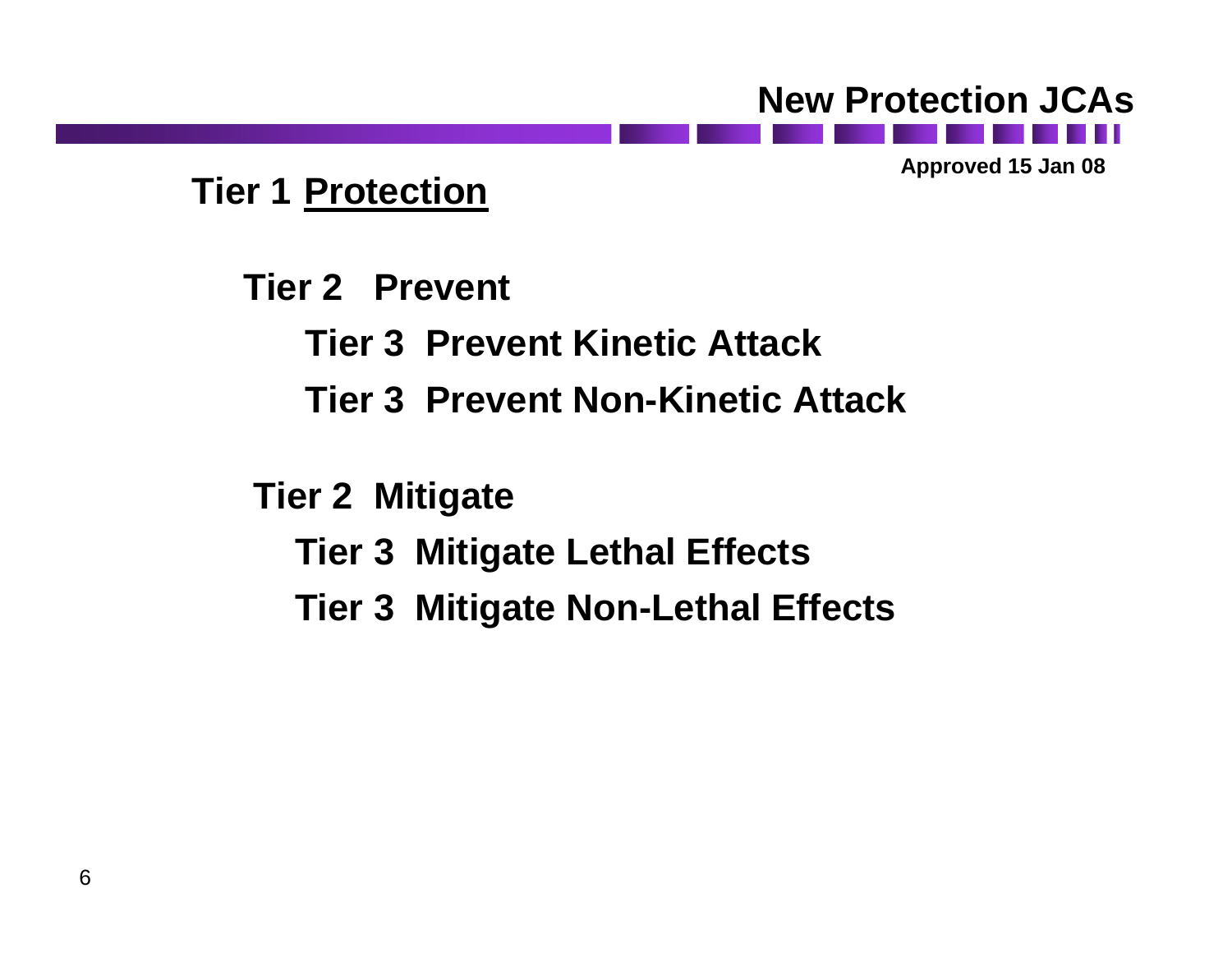# New Protection JCAs

**Approved 15 Jan 08**

## Tier 1 <u>Protection</u>

- **Tier 2 Prevent**
  - **Tier 3 Prevent Kinetic Attack**
  - **Tier 3 Prevent Non-Kinetic Attack**
- **Tier 2 Mitigate**
  - **Tier 3 Mitigate Lethal Effects**
  - **Tier 3 Mitigate Non-Lethal Effects**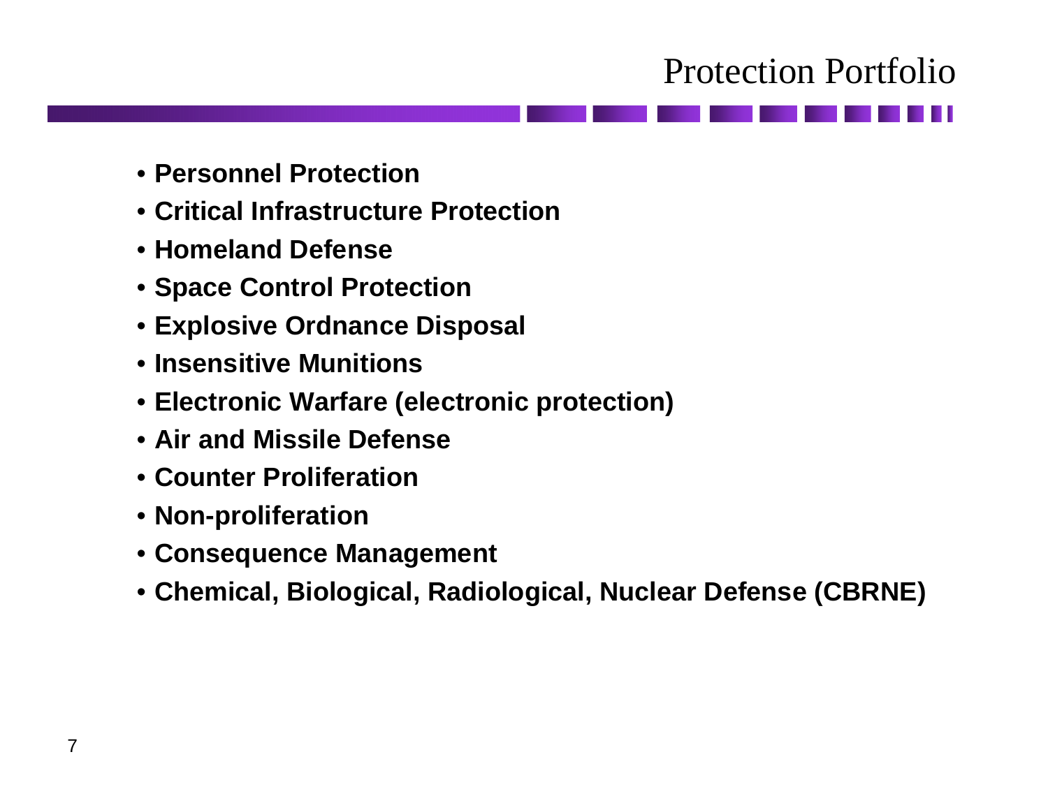# Protection Portfolio

- **Personnel Protection**
- **Critical Infrastructure Protection**
- **Homeland Defense**
- **Space Control Protection**
- **Explosive Ordnance Disposal**
- **Insensitive Munitions**
- **Electronic Warfare (electronic protection)**
- **Air and Missile Defense**
- **Counter Proliferation**
- **Non-proliferation**
- **Consequence Management**
- **Chemical, Biological, Radiological, Nuclear Defense (CBRNE)**